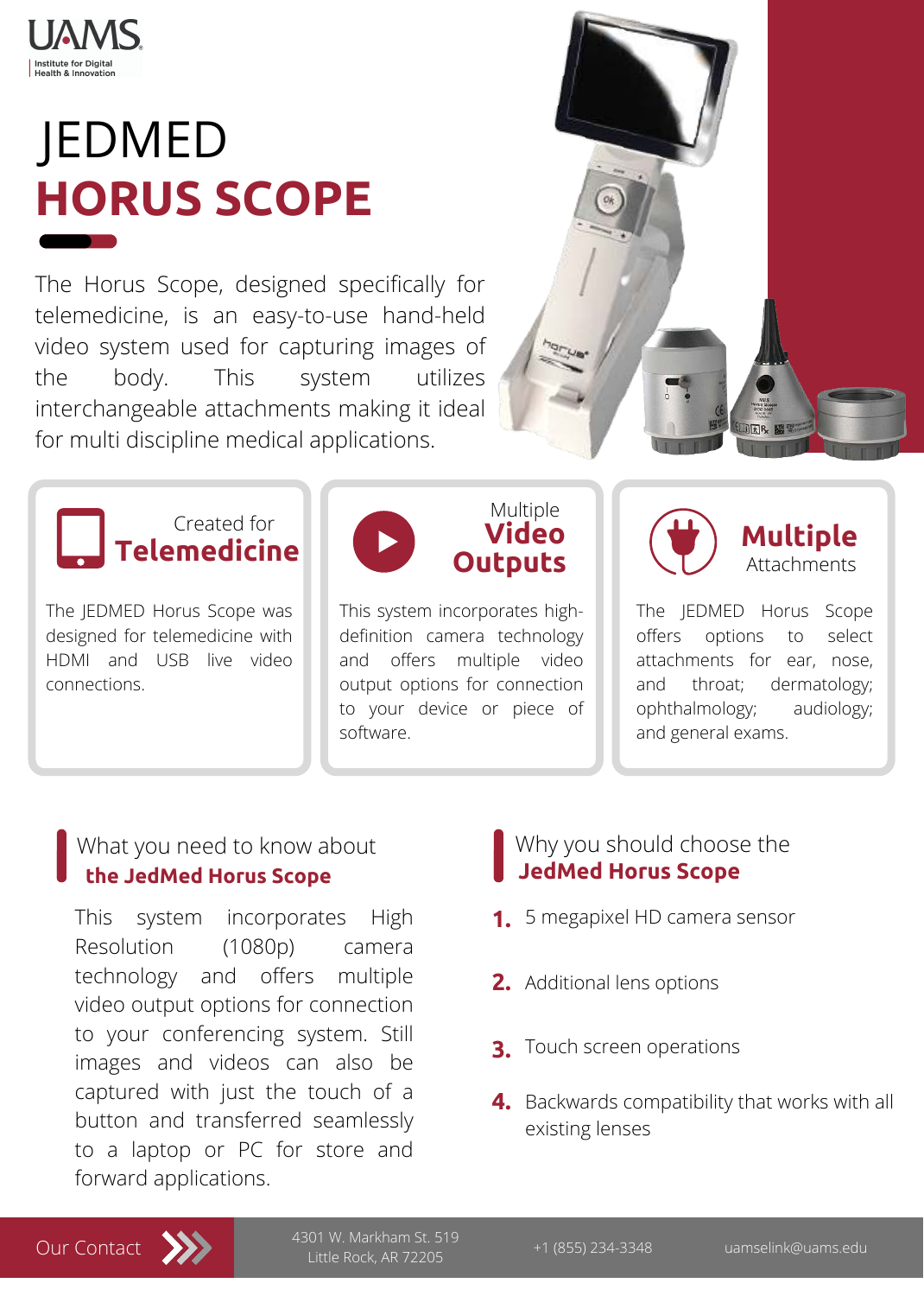UAMS
Institute for Digital Health & Innovation

# JEDMED
# HORUS SCOPE

The Horus Scope, designed specifically for telemedicine, is an easy-to-use hand-held video system used for capturing images of the body. This system utilizes interchangeable attachments making it ideal for multi discipline medical applications.

### Created for **Telemedicine**

The JEDMED Horus Scope was designed for telemedicine with HDMI and USB live video connections.

### Multiple **Video Outputs**

This system incorporates high-definition camera technology and offers multiple video output options for connection to your device or piece of software.

### **Multiple** Attachments

The JEDMED Horus Scope offers options to select attachments for ear, nose, and throat; dermatology; ophthalmology; audiology; and general exams.

## What you need to know about **the JedMed Horus Scope**

This system incorporates High Resolution (1080p) camera technology and offers multiple video output options for connection to your conferencing system. Still images and videos can also be captured with just the touch of a button and transferred seamlessly to a laptop or PC for store and forward applications.

## Why you should choose the **JedMed Horus Scope**

1. 5 megapixel HD camera sensor
2. Additional lens options
3. Touch screen operations
4. Backwards compatibility that works with all existing lenses

Our Contact

4301 W. Markham St. 519
Little Rock, AR 72205

+1 (855) 234-3348

uamselink@uams.edu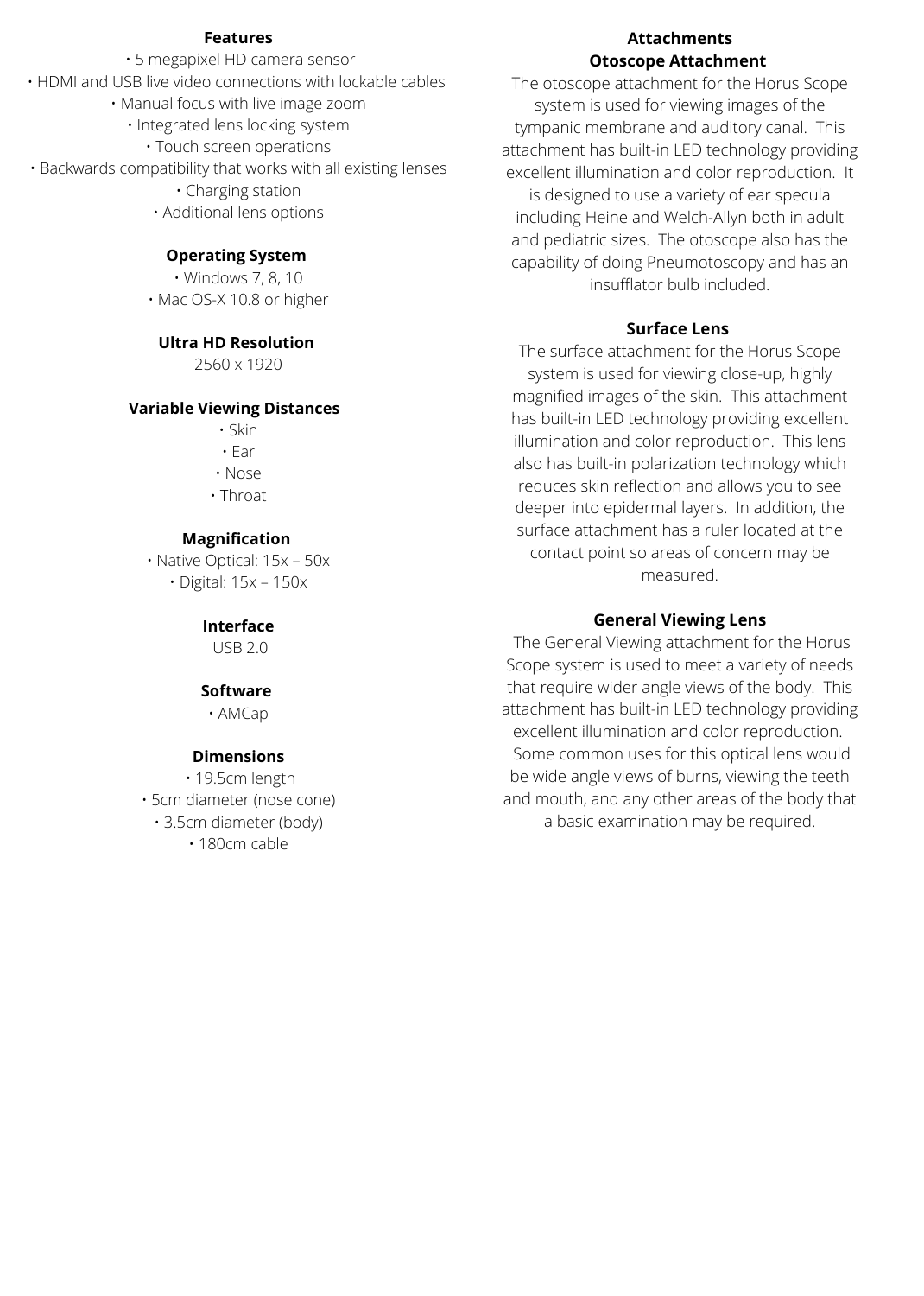## Features

- 5 megapixel HD camera sensor
- HDMI and USB live video connections with lockable cables
- Manual focus with live image zoom
- Integrated lens locking system
- Touch screen operations
- Backwards compatibility that works with all existing lenses
- Charging station
- Additional lens options

## Operating System

- Windows 7, 8, 10
- Mac OS-X 10.8 or higher

## Ultra HD Resolution

2560 x 1920

## Variable Viewing Distances

- Skin
- Ear
- Nose
- Throat

## Magnification

- Native Optical: 15x – 50x
- Digital: 15x – 150x

## Interface

USB 2.0

## Software

- AMCap

## Dimensions

- 19.5cm length
- 5cm diameter (nose cone)
- 3.5cm diameter (body)
- 180cm cable

## Attachments

### Otoscope Attachment

The otoscope attachment for the Horus Scope system is used for viewing images of the tympanic membrane and auditory canal. This attachment has built-in LED technology providing excellent illumination and color reproduction. It is designed to use a variety of ear specula including Heine and Welch-Allyn both in adult and pediatric sizes. The otoscope also has the capability of doing Pneumotoscopy and has an insufflator bulb included.

### Surface Lens

The surface attachment for the Horus Scope system is used for viewing close-up, highly magnified images of the skin. This attachment has built-in LED technology providing excellent illumination and color reproduction. This lens also has built-in polarization technology which reduces skin reflection and allows you to see deeper into epidermal layers. In addition, the surface attachment has a ruler located at the contact point so areas of concern may be measured.

### General Viewing Lens

The General Viewing attachment for the Horus Scope system is used to meet a variety of needs that require wider angle views of the body. This attachment has built-in LED technology providing excellent illumination and color reproduction. Some common uses for this optical lens would be wide angle views of burns, viewing the teeth and mouth, and any other areas of the body that a basic examination may be required.